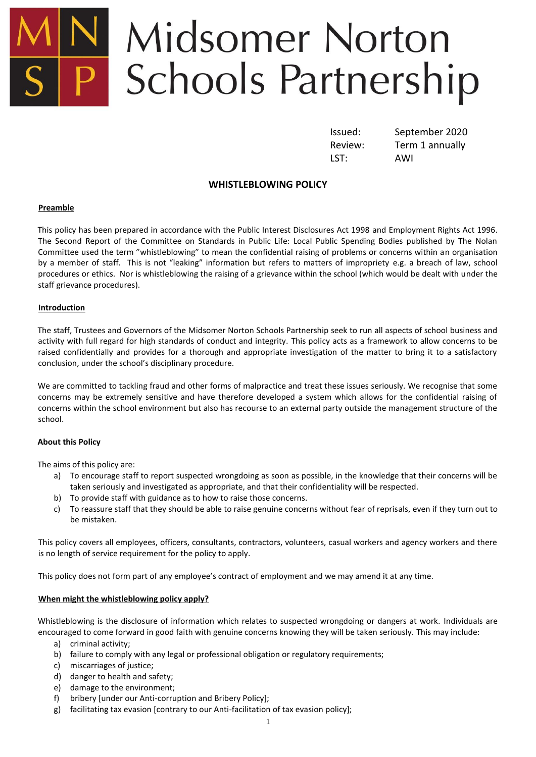# Midsomer Norton Schools Partnership

| | |
|---|---|
| Issued: | September 2020 |
| Review: | Term 1 annually |
| LST: | AWI |

## WHISTLEBLOWING POLICY

### Preamble

This policy has been prepared in accordance with the Public Interest Disclosures Act 1998 and Employment Rights Act 1996. The Second Report of the Committee on Standards in Public Life: Local Public Spending Bodies published by The Nolan Committee used the term "whistleblowing" to mean the confidential raising of problems or concerns within an organisation by a member of staff. This is not "leaking" information but refers to matters of impropriety e.g. a breach of law, school procedures or ethics. Nor is whistleblowing the raising of a grievance within the school (which would be dealt with under the staff grievance procedures).

### Introduction

The staff, Trustees and Governors of the Midsomer Norton Schools Partnership seek to run all aspects of school business and activity with full regard for high standards of conduct and integrity. This policy acts as a framework to allow concerns to be raised confidentially and provides for a thorough and appropriate investigation of the matter to bring it to a satisfactory conclusion, under the school's disciplinary procedure.

We are committed to tackling fraud and other forms of malpractice and treat these issues seriously. We recognise that some concerns may be extremely sensitive and have therefore developed a system which allows for the confidential raising of concerns within the school environment but also has recourse to an external party outside the management structure of the school.

### About this Policy

The aims of this policy are:

a) To encourage staff to report suspected wrongdoing as soon as possible, in the knowledge that their concerns will be taken seriously and investigated as appropriate, and that their confidentiality will be respected.
b) To provide staff with guidance as to how to raise those concerns.
c) To reassure staff that they should be able to raise genuine concerns without fear of reprisals, even if they turn out to be mistaken.

This policy covers all employees, officers, consultants, contractors, volunteers, casual workers and agency workers and there is no length of service requirement for the policy to apply.

This policy does not form part of any employee's contract of employment and we may amend it at any time.

### When might the whistleblowing policy apply?

Whistleblowing is the disclosure of information which relates to suspected wrongdoing or dangers at work. Individuals are encouraged to come forward in good faith with genuine concerns knowing they will be taken seriously. This may include:

a) criminal activity;
b) failure to comply with any legal or professional obligation or regulatory requirements;
c) miscarriages of justice;
d) danger to health and safety;
e) damage to the environment;
f) bribery [under our Anti-corruption and Bribery Policy];
g) facilitating tax evasion [contrary to our Anti-facilitation of tax evasion policy];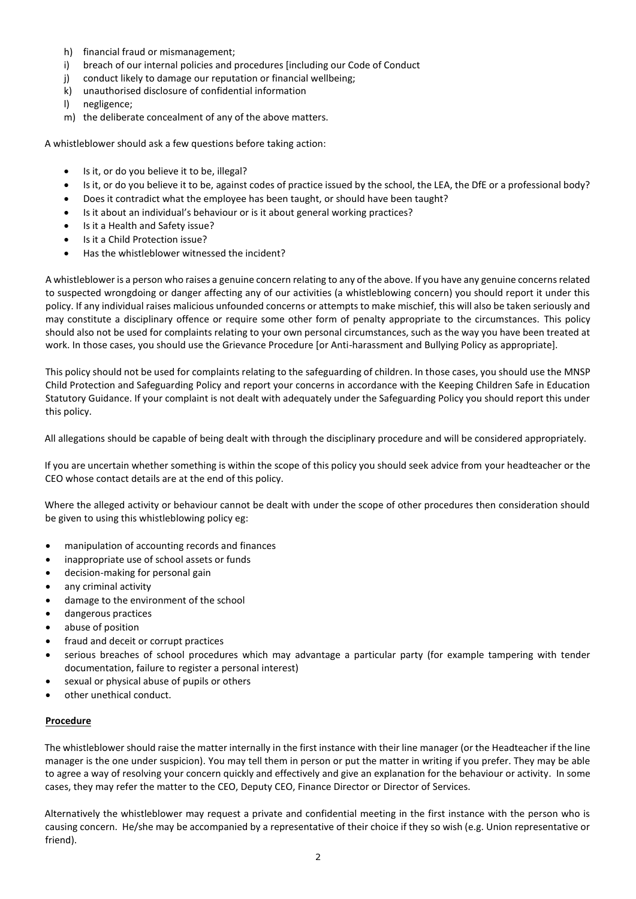h) financial fraud or mismanagement;
i) breach of our internal policies and procedures [including our Code of Conduct
j) conduct likely to damage our reputation or financial wellbeing;
k) unauthorised disclosure of confidential information
l) negligence;
m) the deliberate concealment of any of the above matters.

A whistleblower should ask a few questions before taking action:

- Is it, or do you believe it to be, illegal?
- Is it, or do you believe it to be, against codes of practice issued by the school, the LEA, the DfE or a professional body?
- Does it contradict what the employee has been taught, or should have been taught?
- Is it about an individual's behaviour or is it about general working practices?
- Is it a Health and Safety issue?
- Is it a Child Protection issue?
- Has the whistleblower witnessed the incident?

A whistleblower is a person who raises a genuine concern relating to any of the above. If you have any genuine concerns related to suspected wrongdoing or danger affecting any of our activities (a whistleblowing concern) you should report it under this policy. If any individual raises malicious unfounded concerns or attempts to make mischief, this will also be taken seriously and may constitute a disciplinary offence or require some other form of penalty appropriate to the circumstances. This policy should also not be used for complaints relating to your own personal circumstances, such as the way you have been treated at work. In those cases, you should use the Grievance Procedure [or Anti-harassment and Bullying Policy as appropriate].

This policy should not be used for complaints relating to the safeguarding of children. In those cases, you should use the MNSP Child Protection and Safeguarding Policy and report your concerns in accordance with the Keeping Children Safe in Education Statutory Guidance. If your complaint is not dealt with adequately under the Safeguarding Policy you should report this under this policy.

All allegations should be capable of being dealt with through the disciplinary procedure and will be considered appropriately.

If you are uncertain whether something is within the scope of this policy you should seek advice from your headteacher or the CEO whose contact details are at the end of this policy.

Where the alleged activity or behaviour cannot be dealt with under the scope of other procedures then consideration should be given to using this whistleblowing policy eg:

- manipulation of accounting records and finances
- inappropriate use of school assets or funds
- decision-making for personal gain
- any criminal activity
- damage to the environment of the school
- dangerous practices
- abuse of position
- fraud and deceit or corrupt practices
- serious breaches of school procedures which may advantage a particular party (for example tampering with tender documentation, failure to register a personal interest)
- sexual or physical abuse of pupils or others
- other unethical conduct.

**Procedure**

The whistleblower should raise the matter internally in the first instance with their line manager (or the Headteacher if the line manager is the one under suspicion). You may tell them in person or put the matter in writing if you prefer. They may be able to agree a way of resolving your concern quickly and effectively and give an explanation for the behaviour or activity. In some cases, they may refer the matter to the CEO, Deputy CEO, Finance Director or Director of Services.

Alternatively the whistleblower may request a private and confidential meeting in the first instance with the person who is causing concern. He/she may be accompanied by a representative of their choice if they so wish (e.g. Union representative or friend).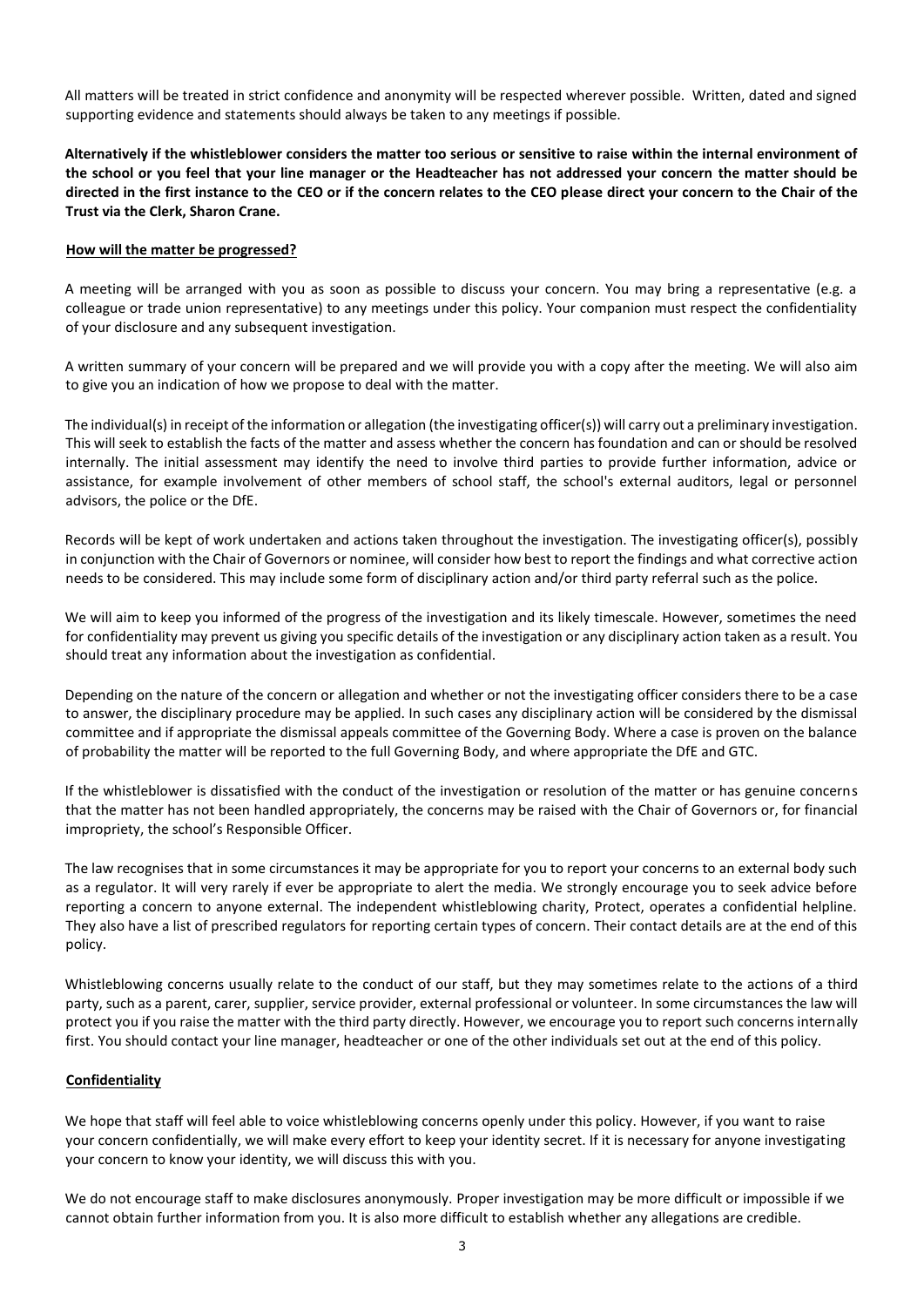All matters will be treated in strict confidence and anonymity will be respected wherever possible. Written, dated and signed supporting evidence and statements should always be taken to any meetings if possible.

**Alternatively if the whistleblower considers the matter too serious or sensitive to raise within the internal environment of the school or you feel that your line manager or the Headteacher has not addressed your concern the matter should be directed in the first instance to the CEO or if the concern relates to the CEO please direct your concern to the Chair of the Trust via the Clerk, Sharon Crane.**

**How will the matter be progressed?**

A meeting will be arranged with you as soon as possible to discuss your concern. You may bring a representative (e.g. a colleague or trade union representative) to any meetings under this policy. Your companion must respect the confidentiality of your disclosure and any subsequent investigation.

A written summary of your concern will be prepared and we will provide you with a copy after the meeting. We will also aim to give you an indication of how we propose to deal with the matter.

The individual(s) in receipt of the information or allegation (the investigating officer(s)) will carry out a preliminary investigation. This will seek to establish the facts of the matter and assess whether the concern has foundation and can or should be resolved internally. The initial assessment may identify the need to involve third parties to provide further information, advice or assistance, for example involvement of other members of school staff, the school's external auditors, legal or personnel advisors, the police or the DfE.

Records will be kept of work undertaken and actions taken throughout the investigation. The investigating officer(s), possibly in conjunction with the Chair of Governors or nominee, will consider how best to report the findings and what corrective action needs to be considered. This may include some form of disciplinary action and/or third party referral such as the police.

We will aim to keep you informed of the progress of the investigation and its likely timescale. However, sometimes the need for confidentiality may prevent us giving you specific details of the investigation or any disciplinary action taken as a result. You should treat any information about the investigation as confidential.

Depending on the nature of the concern or allegation and whether or not the investigating officer considers there to be a case to answer, the disciplinary procedure may be applied. In such cases any disciplinary action will be considered by the dismissal committee and if appropriate the dismissal appeals committee of the Governing Body. Where a case is proven on the balance of probability the matter will be reported to the full Governing Body, and where appropriate the DfE and GTC.

If the whistleblower is dissatisfied with the conduct of the investigation or resolution of the matter or has genuine concerns that the matter has not been handled appropriately, the concerns may be raised with the Chair of Governors or, for financial impropriety, the school's Responsible Officer.

The law recognises that in some circumstances it may be appropriate for you to report your concerns to an external body such as a regulator. It will very rarely if ever be appropriate to alert the media. We strongly encourage you to seek advice before reporting a concern to anyone external. The independent whistleblowing charity, Protect, operates a confidential helpline. They also have a list of prescribed regulators for reporting certain types of concern. Their contact details are at the end of this policy.

Whistleblowing concerns usually relate to the conduct of our staff, but they may sometimes relate to the actions of a third party, such as a parent, carer, supplier, service provider, external professional or volunteer. In some circumstances the law will protect you if you raise the matter with the third party directly. However, we encourage you to report such concerns internally first. You should contact your line manager, headteacher or one of the other individuals set out at the end of this policy.

**Confidentiality**

We hope that staff will feel able to voice whistleblowing concerns openly under this policy. However, if you want to raise your concern confidentially, we will make every effort to keep your identity secret. If it is necessary for anyone investigating your concern to know your identity, we will discuss this with you.

We do not encourage staff to make disclosures anonymously. Proper investigation may be more difficult or impossible if we cannot obtain further information from you. It is also more difficult to establish whether any allegations are credible.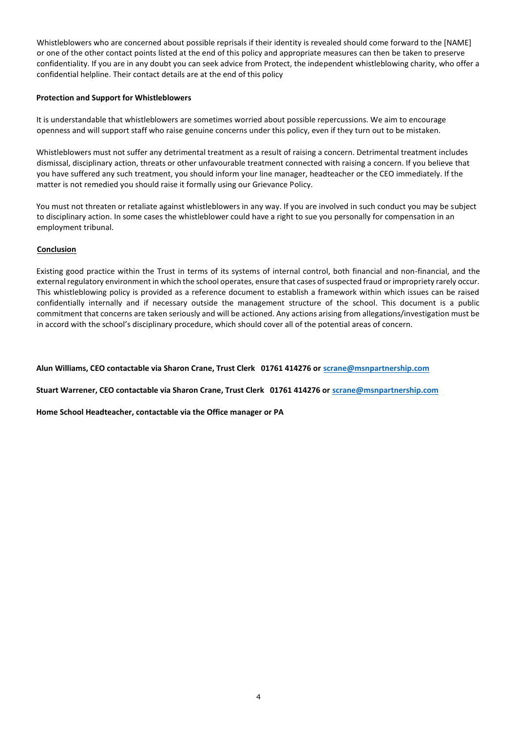Whistleblowers who are concerned about possible reprisals if their identity is revealed should come forward to the [NAME] or one of the other contact points listed at the end of this policy and appropriate measures can then be taken to preserve confidentiality. If you are in any doubt you can seek advice from Protect, the independent whistleblowing charity, who offer a confidential helpline. Their contact details are at the end of this policy

**Protection and Support for Whistleblowers**

It is understandable that whistleblowers are sometimes worried about possible repercussions. We aim to encourage openness and will support staff who raise genuine concerns under this policy, even if they turn out to be mistaken.

Whistleblowers must not suffer any detrimental treatment as a result of raising a concern. Detrimental treatment includes dismissal, disciplinary action, threats or other unfavourable treatment connected with raising a concern. If you believe that you have suffered any such treatment, you should inform your line manager, headteacher or the CEO immediately. If the matter is not remedied you should raise it formally using our Grievance Policy.

You must not threaten or retaliate against whistleblowers in any way. If you are involved in such conduct you may be subject to disciplinary action. In some cases the whistleblower could have a right to sue you personally for compensation in an employment tribunal.

**Conclusion**

Existing good practice within the Trust in terms of its systems of internal control, both financial and non-financial, and the external regulatory environment in which the school operates, ensure that cases of suspected fraud or impropriety rarely occur. This whistleblowing policy is provided as a reference document to establish a framework within which issues can be raised confidentially internally and if necessary outside the management structure of the school. This document is a public commitment that concerns are taken seriously and will be actioned. Any actions arising from allegations/investigation must be in accord with the school's disciplinary procedure, which should cover all of the potential areas of concern.

**Alun Williams, CEO contactable via Sharon Crane, Trust Clerk 01761 414276 or scrane@msnpartnership.com**

**Stuart Warrener, CEO contactable via Sharon Crane, Trust Clerk 01761 414276 or scrane@msnpartnership.com**

**Home School Headteacher, contactable via the Office manager or PA**